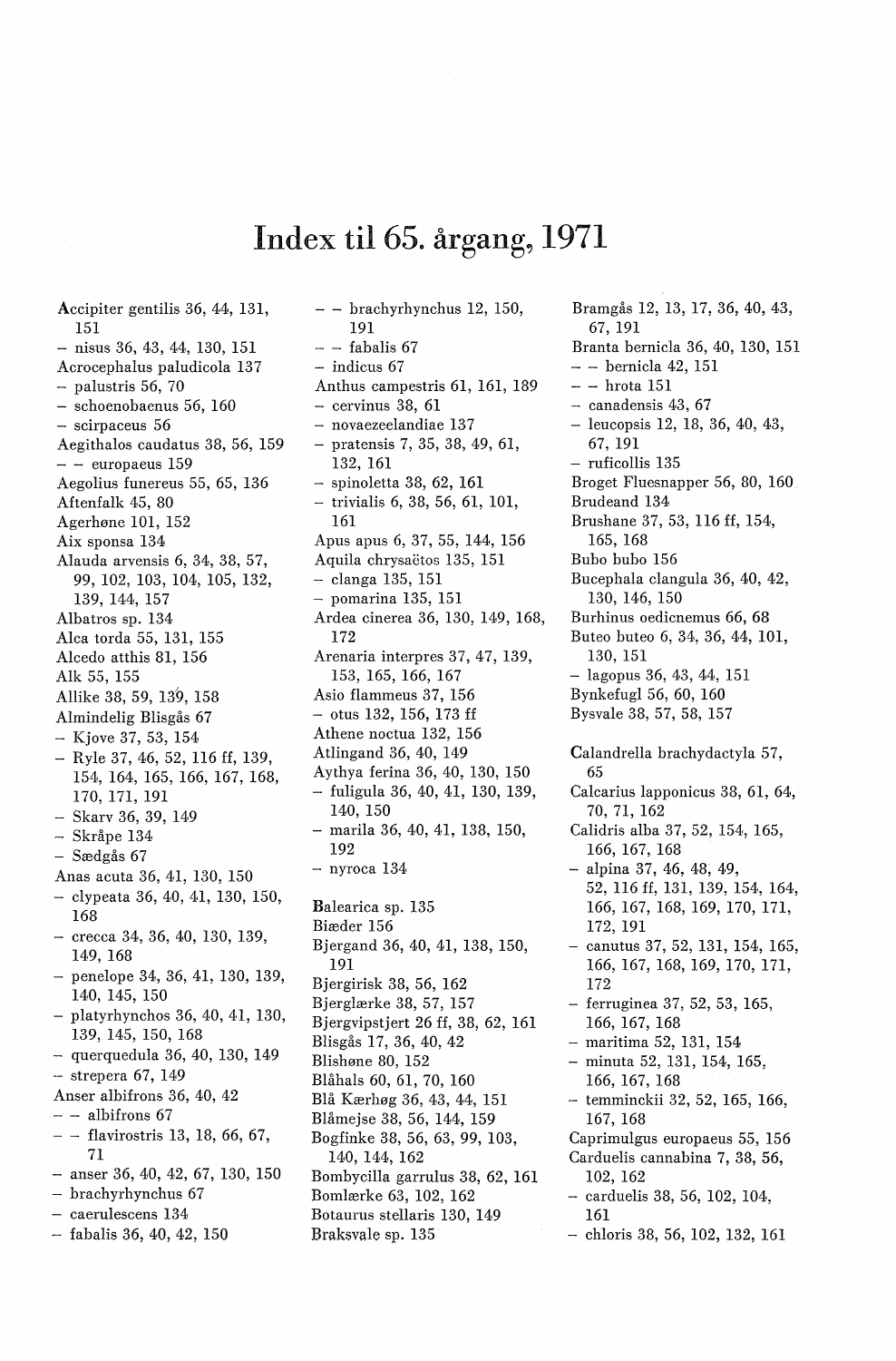# Index til 65. årgang, 1971

Accipiter gentilis 36, 44, 131, 151
- nisus 36, 43, 44, 130, 151

Acrocephalus paludicola 137
- palustris 56, 70
- schoenobaenus 56, 160
- scirpaceus 56

Aegithalos caudatus 38, 56, 159
- - europaeus 159

Aegolius funereus 55, 65, 136
Aftenfalk 45, 80
Agerhøne 101, 152
Aix sponsa 134
Alauda arvensis 6, 34, 38, 57, 99, 102, 103, 104, 105, 132, 139, 144, 157
Albatros sp. 134
Alca torda 55, 131, 155
Alcedo atthis 81, 156
Alk 55, 155
Allike 38, 59, 139, 158
Almindelig Blisgås 67
- Kjove 37, 53, 154
- Ryle 37, 46, 52, 116 ff, 139, 154, 164, 165, 166, 167, 168, 170, 171, 191
- Skarv 36, 39, 149
- Skråpe 134
- Sædgås 67

Anas acuta 36, 41, 130, 150
- clypeata 36, 40, 41, 130, 150, 168
- crecca 34, 36, 40, 130, 139, 149, 168
- penelope 34, 36, 41, 130, 139, 140, 145, 150
- platyrhynchos 36, 40, 41, 130, 139, 145, 150, 168
- querquedula 36, 40, 130, 149
- strepera 67, 149

Anser albifrons 36, 40, 42
- - albifrons 67
- - flavirostris 13, 18, 66, 67, 71
- anser 36, 40, 42, 67, 130, 150
- brachyrhynchus 67
- caerulescens 134
- fabalis 36, 40, 42, 150
- - brachyrhynchus 12, 150, 191
- - fabalis 67
- indicus 67

Anthus campestris 61, 161, 189
- cervinus 38, 61
- novaezeelandiae 137
- pratensis 7, 35, 38, 49, 61, 132, 161
- spinoletta 38, 62, 161
- trivialis 6, 38, 56, 61, 101, 161

Apus apus 6, 37, 55, 144, 156
Aquila chrysaëtos 135, 151
- clanga 135, 151
- pomarina 135, 151

Ardea cinerea 36, 130, 149, 168, 172
Arenaria interpres 37, 47, 139, 153, 165, 166, 167
Asio flammeus 37, 156
- otus 132, 156, 173 ff
Athene noctua 132, 156
Atlingand 36, 40, 149
Aythya ferina 36, 40, 130, 150
- fuligula 36, 40, 41, 130, 139, 140, 150
- marila 36, 40, 41, 138, 150, 192
- nyroca 134

Balearica sp. 135
Biæder 156
Bjergand 36, 40, 41, 138, 150, 191
Bjergirisk 38, 56, 162
Bjerglærke 38, 57, 157
Bjergvipstjert 26 ff, 38, 62, 161
Blisgås 17, 36, 40, 42
Blishøne 80, 152
Blåhals 60, 61, 70, 160
Blå Kærhøg 36, 43, 44, 151
Blåmejse 38, 56, 144, 159
Bogfinke 38, 56, 63, 99, 103, 140, 144, 162
Bombycilla garrulus 38, 62, 161
Bomlærke 63, 102, 162
Botaurus stellaris 130, 149
Braksvale sp. 135
Bramgås 12, 13, 17, 36, 40, 43, 67, 191
Branta bernicla 36, 40, 130, 151
- - bernicla 42, 151
- - hrota 151
- canadensis 43, 67
- leucopsis 12, 18, 36, 40, 43, 67, 191
- ruficollis 135

Broget Fluesnapper 56, 80, 160
Brudeand 134
Brushane 37, 53, 116 ff, 154, 165, 168
Bubo bubo 156
Bucephala clangula 36, 40, 42, 130, 146, 150
Burhinus oedicnemus 66, 68
Buteo buteo 6, 34, 36, 44, 101, 130, 151
- lagopus 36, 43, 44, 151
Bynkefugl 56, 60, 160
Bysvale 38, 57, 58, 157

Calandrella brachydactyla 57, 65
Calcarius lapponicus 38, 61, 64, 70, 71, 162
Calidris alba 37, 52, 154, 165, 166, 167, 168
- alpina 37, 46, 48, 49, 52, 116 ff, 131, 139, 154, 164, 166, 167, 168, 169, 170, 171, 172, 191
- canutus 37, 52, 131, 154, 165, 166, 167, 168, 169, 170, 171, 172
- ferruginea 37, 52, 53, 165, 166, 167, 168
- maritima 52, 131, 154
- minuta 52, 131, 154, 165, 166, 167, 168
- temminckii 32, 52, 165, 166, 167, 168

Caprimulgus europaeus 55, 156
Carduelis cannabina 7, 38, 56, 102, 162
- carduelis 38, 56, 102, 104, 161
- chloris 38, 56, 102, 132, 161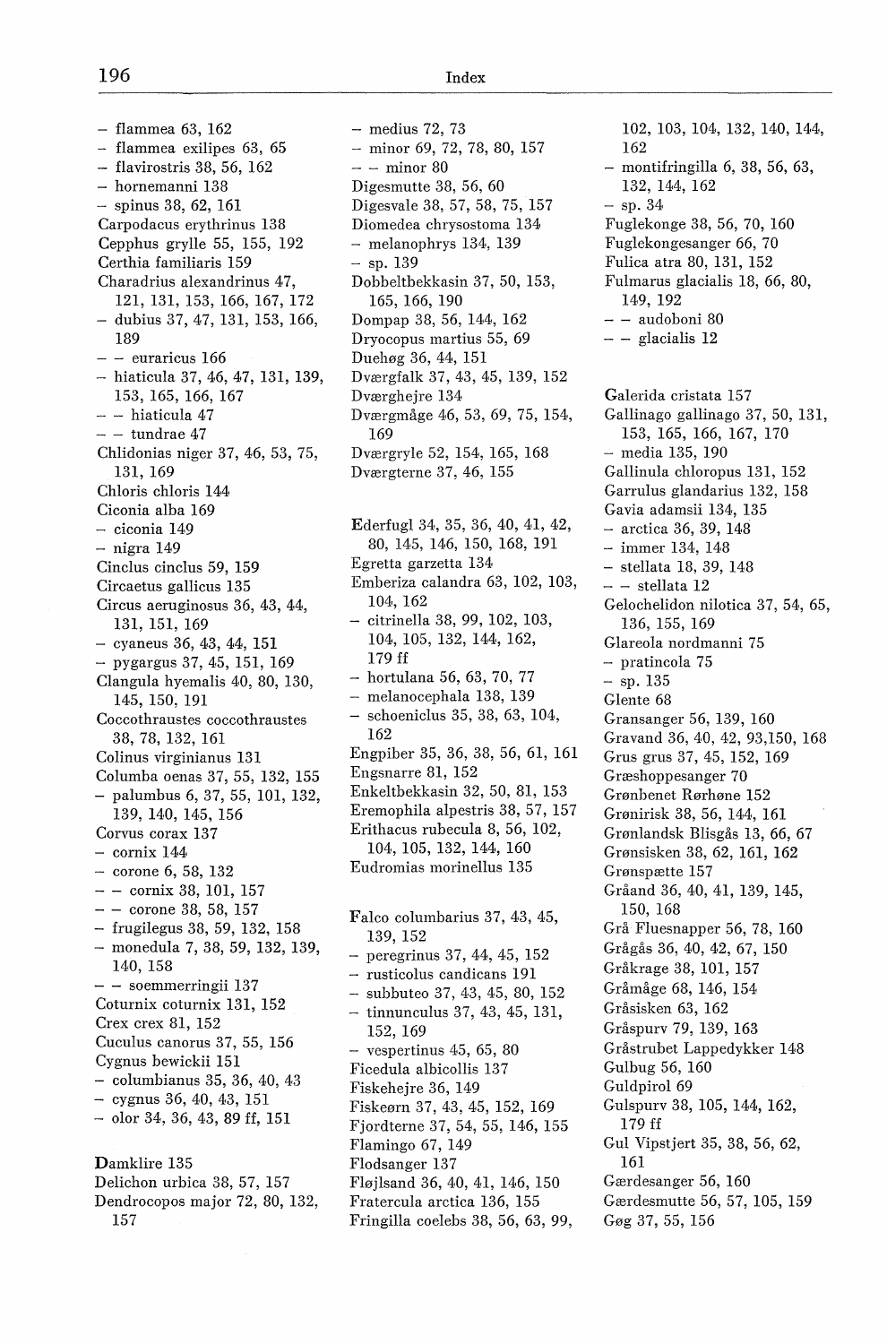- flammea 63, 162
- flammea exilipes 63, 65
- flavirostris 38, 56, 162
- hornemanni 138
- spinus 38, 62, 161

Carpodacus erythrinus 138
Cepphus grylle 55, 155, 192
Certhia familiaris 159
Charadrius alexandrinus 47, 121, 131, 153, 166, 167, 172
- dubius 37, 47, 131, 153, 166, 189
- - euraricus 166
- hiaticula 37, 46, 47, 131, 139, 153, 165, 166, 167
- - hiaticula 47
- - tundrae 47

Chlidonias niger 37, 46, 53, 75, 131, 169
Chloris chloris 144
Ciconia alba 169
- ciconia 149
- nigra 149

Cinclus cinclus 59, 159
Circaetus gallicus 135
Circus aeruginosus 36, 43, 44, 131, 151, 169
- cyaneus 36, 43, 44, 151
- pygargus 37, 45, 151, 169

Clangula hyemalis 40, 80, 130, 145, 150, 191
Coccothraustes coccothraustes 38, 78, 132, 161
Colinus virginianus 131
Columba oenas 37, 55, 132, 155
- palumbus 6, 37, 55, 101, 132, 139, 140, 145, 156

Corvus corax 137
- cornix 144
- corone 6, 58, 132
- - cornix 38, 101, 157
- - corone 38, 58, 157
- frugilegus 38, 59, 132, 158
- monedula 7, 38, 59, 132, 139, 140, 158
- - soemmerringii 137

Coturnix coturnix 131, 152
Crex crex 81, 152
Cuculus canorus 37, 55, 156
Cygnus bewickii 151
- columbianus 35, 36, 40, 43
- cygnus 36, 40, 43, 151
- olor 34, 36, 43, 89 ff, 151

Damklire 135
Delichon urbica 38, 57, 157
Dendrocopos major 72, 80, 132, 157
- medius 72, 73
- minor 69, 72, 78, 80, 157
- - minor 80

Digesmutte 38, 56, 60
Digesvale 38, 57, 58, 75, 157
Diomedea chrysostoma 134
- melanophrys 134, 139
- sp. 139

Dobbeltbekkasin 37, 50, 153, 165, 166, 190
Dompap 38, 56, 144, 162
Dryocopus martius 55, 69
Duehøg 36, 44, 151
Dværgfalk 37, 43, 45, 139, 152
Dværghejre 134
Dværgmåge 46, 53, 69, 75, 154, 169
Dværgryle 52, 154, 165, 168
Dværgterne 37, 46, 155

Ederfugl 34, 35, 36, 40, 41, 42, 80, 145, 146, 150, 168, 191
Egretta garzetta 134
Emberiza calandra 63, 102, 103, 104, 162
- citrinella 38, 99, 102, 103, 104, 105, 132, 144, 162, 179 ff
- hortulana 56, 63, 70, 77
- melanocephala 138, 139
- schoeniclus 35, 38, 63, 104, 162

Engpiber 35, 36, 38, 56, 61, 161
Engsnarre 81, 152
Enkeltbekkasin 32, 50, 81, 153
Eremophila alpestris 38, 57, 157
Erithacus rubecula 8, 56, 102, 104, 105, 132, 144, 160
Eudromias morinellus 135

Falco columbarius 37, 43, 45, 139, 152
- peregrinus 37, 44, 45, 152
- rusticolus candicans 191
- subbuteo 37, 43, 45, 80, 152
- tinnunculus 37, 43, 45, 131, 152, 169
- vespertinus 45, 65, 80

Ficedula albicollis 137
Fiskehejre 36, 149
Fiskeørn 37, 43, 45, 152, 169
Fjordterne 37, 54, 55, 146, 155
Flamingo 67, 149
Flodsanger 137
Fløjlsand 36, 40, 41, 146, 150
Fratercula arctica 136, 155
Fringilla coelebs 38, 56, 63, 99, 102, 103, 104, 132, 140, 144, 162
- montifringilla 6, 38, 56, 63, 132, 144, 162
- sp. 34

Fuglekonge 38, 56, 70, 160
Fuglekongesanger 66, 70
Fulica atra 80, 131, 152
Fulmarus glacialis 18, 66, 80, 149, 192
- - audoboni 80
- - glacialis 12

Galerida cristata 157
Gallinago gallinago 37, 50, 131, 153, 165, 166, 167, 170
- media 135, 190

Gallinula chloropus 131, 152
Garrulus glandarius 132, 158
Gavia adamsii 134, 135
- arctica 36, 39, 148
- immer 134, 148
- stellata 18, 39, 148
- - stellata 12

Gelochelidon nilotica 37, 54, 65, 136, 155, 169
Glareola nordmanni 75
- pratincola 75
- sp. 135

Glente 68
Gransanger 56, 139, 160
Gravand 36, 40, 42, 93,150, 168
Grus grus 37, 45, 152, 169
Græshoppesanger 70
Grønbenet Rørhøne 152
Grønirisk 38, 56, 144, 161
Grønlandsk Blisgås 13, 66, 67
Grønsisken 38, 62, 161, 162
Grønspætte 157
Gråand 36, 40, 41, 139, 145, 150, 168
Grå Fluesnapper 56, 78, 160
Grågås 36, 40, 42, 67, 150
Gråkrage 38, 101, 157
Gråmåge 68, 146, 154
Gråsisken 63, 162
Gråspurv 79, 139, 163
Gråstrubet Lappedykker 148
Gulbug 56, 160
Guldpirol 69
Gulspurv 38, 105, 144, 162, 179 ff
Gul Vipstjert 35, 38, 56, 62, 161
Gærdesanger 56, 160
Gærdesmutte 56, 57, 105, 159
Gøg 37, 55, 156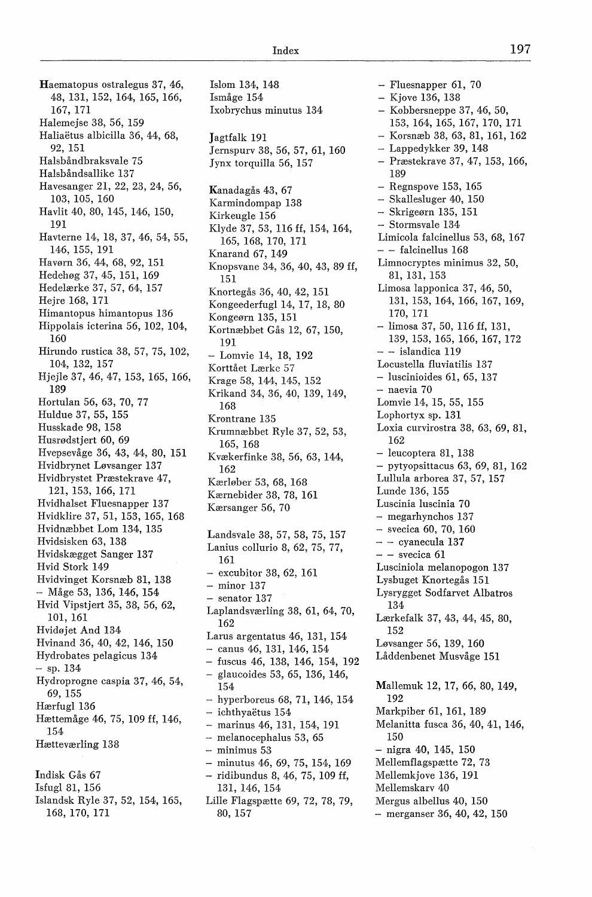Haematopus ostralegus 37, 46, 48, 131, 152, 164, 165, 166, 167, 171
Halemejse 38, 56, 159
Haliaëtus albicilla 36, 44, 68, 92, 151
Halsbåndbraksvale 75
Halsbåndsallike 137
Havesanger 21, 22, 23, 24, 56, 103, 105, 160
Havlit 40, 80, 145, 146, 150, 191
Havterne 14, 18, 37, 46, 54, 55, 146, 155, 191
Havørn 36, 44, 68, 92, 151
Hedehøg 37, 45, 151, 169
Hedelærke 37, 57, 64, 157
Hejre 168, 171
Himantopus himantopus 136
Hippolais icterina 56, 102, 104, 160
Hirundo rustica 38, 57, 75, 102, 104, 132, 157
Hjejle 37, 46, 47, 153, 165, 166, 189
Hortulan 56, 63, 70, 77
Huldue 37, 55, 155
Husskade 98, 158
Husrødstjert 60, 69
Hvepsevåge 36, 43, 44, 80, 151
Hvidbrynet Løvsanger 137
Hvidbrystet Præstekrave 47, 121, 153, 166, 171
Hvidhalset Fluesnapper 137
Hvidklire 37, 51, 153, 165, 168
Hvidnæbbet Lom 134, 135
Hvidsisken 63, 138
Hvidskægget Sanger 137
Hvid Stork 149
Hvidvinget Korsnæb 81, 138
– Måge 53, 136, 146, 154
Hvid Vipstjert 35, 38, 56, 62, 101, 161
Hvidøjet And 134
Hvinand 36, 40, 42, 146, 150
Hydrobates pelagicus 134
– sp. 134
Hydroprogne caspia 37, 46, 54, 69, 155
Hærfugl 136
Hættemåge 46, 75, 109 ff, 146, 154
Hætteværling 138

Indisk Gås 67
Isfugl 81, 156
Islandsk Ryle 37, 52, 154, 165, 168, 170, 171
Islom 134, 148
Ismåge 154
Ixobrychus minutus 134

Jagtfalk 191
Jernspurv 38, 56, 57, 61, 160
Jynx torquilla 56, 157

Kanadagås 43, 67
Karmindompap 138
Kirkeugle 156
Klyde 37, 53, 116 ff, 154, 164, 165, 168, 170, 171
Knarand 67, 149
Knopsvane 34, 36, 40, 43, 89 ff, 151
Knortegås 36, 40, 42, 151
Kongeederfugl 14, 17, 18, 80
Kongeørn 135, 151
Kortnæbbet Gås 12, 67, 150, 191
– Lomvie 14, 18, 192
Korttået Lærke 57
Krage 58, 144, 145, 152
Krikand 34, 36, 40, 139, 149, 168
Krontrane 135
Krumnæbbet Ryle 37, 52, 53, 165, 168
Kvækerfinke 38, 56, 63, 144, 162
Kærløber 53, 68, 168
Kærnebider 38, 78, 161
Kærsanger 56, 70

Landsvale 38, 57, 58, 75, 157
Lanius collurio 8, 62, 75, 77, 161
– excubitor 38, 62, 161
– minor 137
– senator 137
Laplandsværling 38, 61, 64, 70, 162
Larus argentatus 46, 131, 154
– canus 46, 131, 146, 154
– fuscus 46, 138, 146, 154, 192
– glaucoides 53, 65, 136, 146, 154
– hyperboreus 68, 71, 146, 154
– ichthyaëtus 154
– marinus 46, 131, 154, 191
– melanocephalus 53, 65
– minimus 53
– minutus 46, 69, 75, 154, 169
– ridibundus 8, 46, 75, 109 ff, 131, 146, 154
Lille Flagspætte 69, 72, 78, 79, 80, 157
– Fluesnapper 61, 70
– Kjove 136, 138
– Kobbersneppe 37, 46, 50, 153, 164, 165, 167, 170, 171
– Korsnæb 38, 63, 81, 161, 162
– Lappedykker 39, 148
– Præstekrave 37, 47, 153, 166, 189
– Regnspove 153, 165
– Skallesluger 40, 150
– Skrigeørn 135, 151
– Stormsvale 134
Limicola falcinellus 53, 68, 167
– – falcinellus 168
Limnocryptes minimus 32, 50, 81, 131, 153
Limosa lapponica 37, 46, 50, 131, 153, 164, 166, 167, 169, 170, 171
– limosa 37, 50, 116 ff, 131, 139, 153, 165, 166, 167, 172
– – islandica 119
Locustella fluviatilis 137
– luscinioides 61, 65, 137
– naevia 70
Lomvie 14, 15, 55, 155
Lophortyx sp. 131
Loxia curvirostra 38, 63, 69, 81, 162
– leucoptera 81, 138
– pytyopsittacus 63, 69, 81, 162
Lullula arborea 37, 57, 157
Lunde 136, 155
Luscinia luscinia 70
– megarhynchos 137
– svecica 60, 70, 160
– – cyanecula 137
– – svecica 61
Lusciniola melanopogon 137
Lysbuget Knortegås 151
Lysrygget Sodfarvet Albatros 134
Lærkefalk 37, 43, 44, 45, 80, 152
Løvsanger 56, 139, 160
Låddenbenet Musvåge 151

Mallemuk 12, 17, 66, 80, 149, 192
Markpiber 61, 161, 189
Melanitta fusca 36, 40, 41, 146, 150
– nigra 40, 145, 150
Mellemflagspætte 72, 73
Mellemkjove 136, 191
Mellemskarv 40
Mergus albellus 40, 150
– merganser 36, 40, 42, 150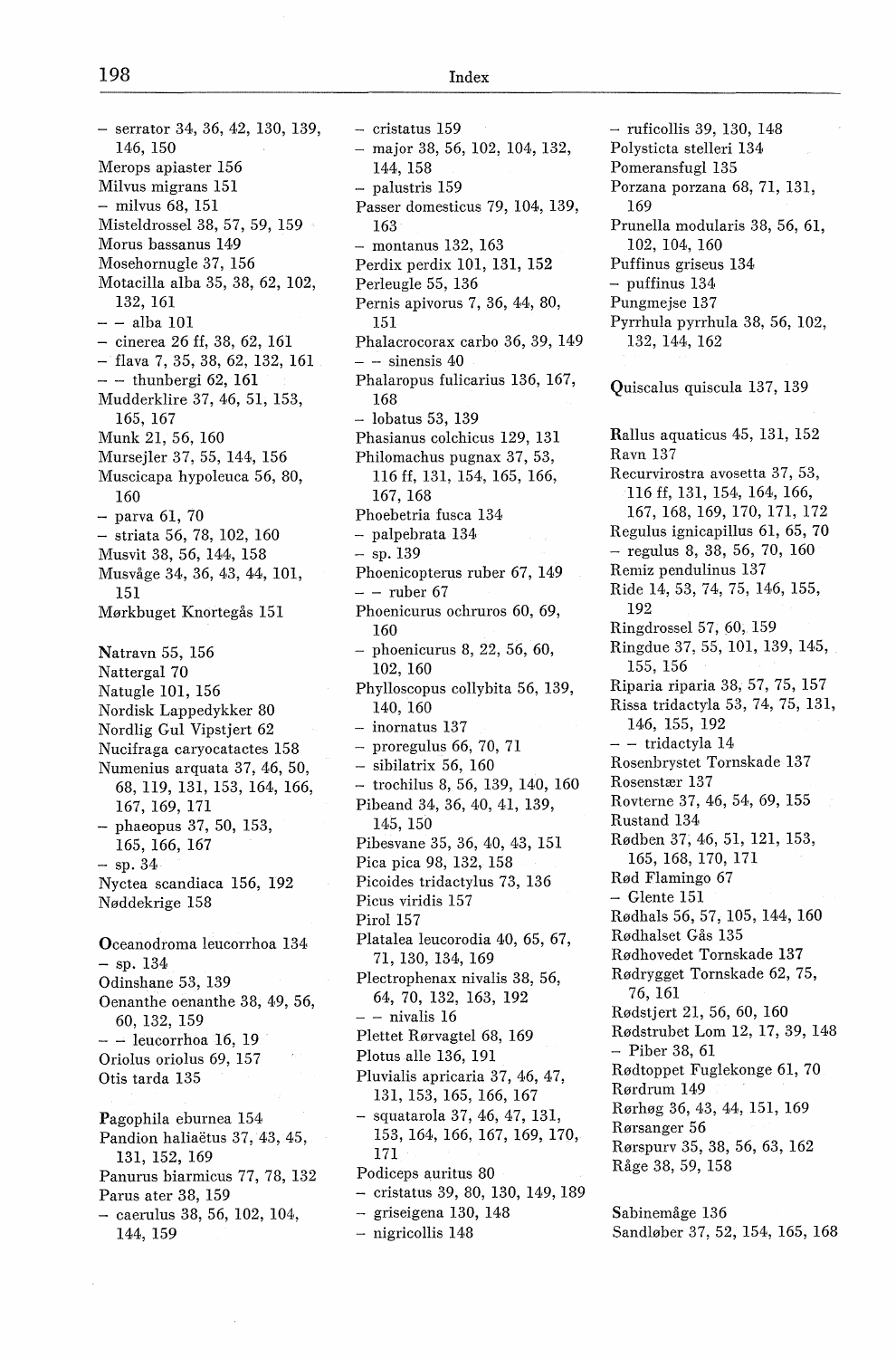– serrator 34, 36, 42, 130, 139, 146, 150
Merops apiaster 156
Milvus migrans 151
– milvus 68, 151
Misteldrossel 38, 57, 59, 159
Morus bassanus 149
Mosehornugle 37, 156
Motacilla alba 35, 38, 62, 102, 132, 161
– – alba 101
– cinerea 26 ff, 38, 62, 161
– flava 7, 35, 38, 62, 132, 161
– – thunbergi 62, 161
Mudderklire 37, 46, 51, 153, 165, 167
Munk 21, 56, 160
Mursejler 37, 55, 144, 156
Muscicapa hypoleuca 56, 80, 160
– parva 61, 70
– striata 56, 78, 102, 160
Musvit 38, 56, 144, 158
Musvåge 34, 36, 43, 44, 101, 151
Mørkbuget Knortegås 151

Natravn 55, 156
Nattergal 70
Natugle 101, 156
Nordisk Lappedykker 80
Nordlig Gul Vipstjert 62
Nucifraga caryocatactes 158
Numenius arquata 37, 46, 50, 68, 119, 131, 153, 164, 166, 167, 169, 171
– phaeopus 37, 50, 153, 165, 166, 167
– sp. 34
Nyctea scandiaca 156, 192
Nøddekrige 158

Oceanodroma leucorrhoa 134
– sp. 134
Odinshane 53, 139
Oenanthe oenanthe 38, 49, 56, 60, 132, 159
– – leucorrhoa 16, 19
Oriolus oriolus 69, 157
Otis tarda 135

Pagophila eburnea 154
Pandion haliaëtus 37, 43, 45, 131, 152, 169
Panurus biarmicus 77, 78, 132
Parus ater 38, 159
– caerulus 38, 56, 102, 104, 144, 159
– cristatus 159
– major 38, 56, 102, 104, 132, 144, 158
– palustris 159
Passer domesticus 79, 104, 139, 163
– montanus 132, 163
Perdix perdix 101, 131, 152
Perleugle 55, 136
Pernis apivorus 7, 36, 44, 80, 151
Phalacrocorax carbo 36, 39, 149
– – sinensis 40
Phalaropus fulicarius 136, 167, 168
– lobatus 53, 139
Phasianus colchicus 129, 131
Philomachus pugnax 37, 53, 116 ff, 131, 154, 165, 166, 167, 168
Phoebetria fusca 134
– palpebrata 134
– sp. 139
Phoenicopterus ruber 67, 149
– – ruber 67
Phoenicurus ochruros 60, 69, 160
– phoenicurus 8, 22, 56, 60, 102, 160
Phylloscopus collybita 56, 139, 140, 160
– inornatus 137
– proregulus 66, 70, 71
– sibilatrix 56, 160
– trochilus 8, 56, 139, 140, 160
Pibeand 34, 36, 40, 41, 139, 145, 150
Pibesvane 35, 36, 40, 43, 151
Pica pica 98, 132, 158
Picoides tridactylus 73, 136
Picus viridis 157
Pirol 157
Platalea leucorodia 40, 65, 67, 71, 130, 134, 169
Plectrophenax nivalis 38, 56, 64, 70, 132, 163, 192
– – nivalis 16
Plettet Rørvagtel 68, 169
Plotus alle 136, 191
Pluvialis apricaria 37, 46, 47, 131, 153, 165, 166, 167
– squatarola 37, 46, 47, 131, 153, 164, 166, 167, 169, 170, 171
Podiceps auritus 80
– cristatus 39, 80, 130, 149, 189
– griseigena 130, 148
– nigricollis 148
– ruficollis 39, 130, 148
Polysticta stelleri 134
Pomeransfugl 135
Porzana porzana 68, 71, 131, 169
Prunella modularis 38, 56, 61, 102, 104, 160
Puffinus griseus 134
– puffinus 134
Pungmejse 137
Pyrrhula pyrrhula 38, 56, 102, 132, 144, 162

Quiscalus quiscula 137, 139

Rallus aquaticus 45, 131, 152
Ravn 137
Recurvirostra avosetta 37, 53, 116 ff, 131, 154, 164, 166, 167, 168, 169, 170, 171, 172
Regulus ignicapillus 61, 65, 70
– regulus 8, 38, 56, 70, 160
Remiz pendulinus 137
Ride 14, 53, 74, 75, 146, 155, 192
Ringdrossel 57, 60, 159
Ringdue 37, 55, 101, 139, 145, 155, 156
Riparia riparia 38, 57, 75, 157
Rissa tridactyla 53, 74, 75, 131, 146, 155, 192
– – tridactyla 14
Rosenbrystet Tornskade 137
Rosenstær 137
Rovterne 37, 46, 54, 69, 155
Rustand 134
Rødben 37, 46, 51, 121, 153, 165, 168, 170, 171
Rød Flamingo 67
– Glente 151
Rødhals 56, 57, 105, 144, 160
Rødhalset Gås 135
Rødhovedet Tornskade 137
Rødrygget Tornskade 62, 75, 76, 161
Rødstjert 21, 56, 60, 160
Rødstrubet Lom 12, 17, 39, 148
– Piber 38, 61
Rødtoppet Fuglekonge 61, 70
Rørdrum 149
Rørhøg 36, 43, 44, 151, 169
Rørsanger 56
Rørspurv 35, 38, 56, 63, 162
Råge 38, 59, 158

Sabinemåge 136
Sandløber 37, 52, 154, 165, 168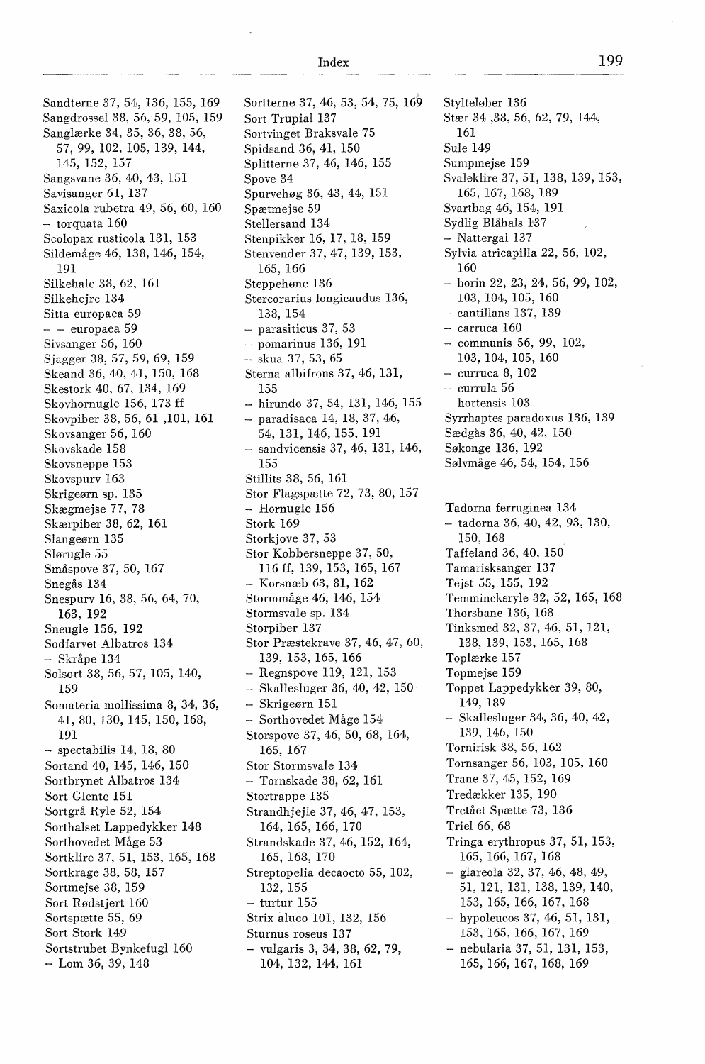Sandterne 37, 54, 136, 155, 169
Sangdrossel 38, 56, 59, 105, 159
Sanglærke 34, 35, 36, 38, 56, 57, 99, 102, 105, 139, 144, 145, 152, 157
Sangsvane 36, 40, 43, 151
Savisanger 61, 137
Saxicola rubetra 49, 56, 60, 160
– torquata 160
Scolopax rusticola 131, 153
Sildemåge 46, 138, 146, 154, 191
Silkehale 38, 62, 161
Silkehejre 134
Sitta europaea 59
– – europaea 59
Sivsanger 56, 160
Sjagger 38, 57, 59, 69, 159
Skeand 36, 40, 41, 150, 168
Skestork 40, 67, 134, 169
Skovhornugle 156, 173 ff
Skovpiber 38, 56, 61 ,101, 161
Skovsanger 56, 160
Skovskade 158
Skovsneppe 153
Skovspurv 163
Skrigeørn sp. 135
Skægmejse 77, 78
Skærpiber 38, 62, 161
Slangeørn 135
Slørugle 55
Småspove 37, 50, 167
Snegås 134
Snespurv 16, 38, 56, 64, 70, 163, 192
Sneugle 156, 192
Sodfarvet Albatros 134
– Skråpe 134
Solsort 38, 56, 57, 105, 140, 159
Somateria mollissima 8, 34, 36, 41, 80, 130, 145, 150, 168, 191
– spectabilis 14, 18, 80
Sortand 40, 145, 146, 150
Sortbrynet Albatros 134
Sort Glente 151
Sortgrå Ryle 52, 154
Sorthalset Lappedykker 148
Sorthovedet Måge 53
Sortklire 37, 51, 153, 165, 168
Sortkrage 38, 58, 157
Sortmejse 38, 159
Sort Rødstjert 160
Sortspætte 55, 69
Sort Stork 149
Sortstrubet Bynkefugl 160
– Lom 36, 39, 148
Sortterne 37, 46, 53, 54, 75, 169
Sort Trupial 137
Sortvinget Braksvale 75
Spidsand 36, 41, 150
Splitterne 37, 46, 146, 155
Spove 34
Spurvehøg 36, 43, 44, 151
Spætmejse 59
Stellersand 134
Stenpikker 16, 17, 18, 159
Stenvender 37, 47, 139, 153, 165, 166
Steppehøne 136
Stercorarius longicaudus 136, 138, 154
– parasiticus 37, 53
– pomarinus 136, 191
– skua 37, 53, 65
Sterna albifrons 37, 46, 131, 155
– hirundo 37, 54, 131, 146, 155
– paradisaea 14, 18, 37, 46, 54, 131, 146, 155, 191
– sandvicensis 37, 46, 131, 146, 155
Stillits 38, 56, 161
Stor Flagspætte 72, 73, 80, 157
– Hornugle 156
Stork 169
Storkjove 37, 53
Stor Kobbersneppe 37, 50, 116 ff, 139, 153, 165, 167
– Korsnæb 63, 81, 162
Stormmåge 46, 146, 154
Stormsvale sp. 134
Storpiber 137
Stor Præstekrave 37, 46, 47, 60, 139, 153, 165, 166
– Regnspove 119, 121, 153
– Skallesluger 36, 40, 42, 150
– Skrigeørn 151
– Sorthovedet Måge 154
Storspove 37, 46, 50, 68, 164, 165, 167
Stor Stormsvale 134
– Tornskade 38, 62, 161
Stortrappe 135
Strandhjejle 37, 46, 47, 153, 164, 165, 166, 170
Strandskade 37, 46, 152, 164, 165, 168, 170
Streptopelia decaocto 55, 102, 132, 155
– turtur 155
Strix aluco 101, 132, 156
Sturnus roseus 137
– vulgaris 3, 34, 38, 62, 79, 104, 132, 144, 161
Stylteløber 136
Stær 34 ,38, 56, 62, 79, 144, 161
Sule 149
Sumpmejse 159
Svaleklire 37, 51, 138, 139, 153, 165, 167, 168, 189
Svartbag 46, 154, 191
Sydlig Blåhals 137
– Nattergal 137
Sylvia atricapilla 22, 56, 102, 160
– borin 22, 23, 24, 56, 99, 102, 103, 104, 105, 160
– cantillans 137, 139
– carruca 160
– communis 56, 99, 102, 103, 104, 105, 160
– curruca 8, 102
– currula 56
– hortensis 103
Syrrhaptes paradoxus 136, 139
Sædgås 36, 40, 42, 150
Søkonge 136, 192
Sølvmåge 46, 54, 154, 156

Tadorna ferruginea 134
– tadorna 36, 40, 42, 93, 130, 150, 168
Taffeland 36, 40, 150
Tamarisksanger 137
Tejst 55, 155, 192
Temmincksryle 32, 52, 165, 168
Thorshane 136, 168
Tinksmed 32, 37, 46, 51, 121, 138, 139, 153, 165, 168
Toplærke 157
Topmejse 159
Toppet Lappedykker 39, 80, 149, 189
– Skallesluger 34, 36, 40, 42, 139, 146, 150
Tornirisk 38, 56, 162
Tornsanger 56, 103, 105, 160
Trane 37, 45, 152, 169
Tredækker 135, 190
Tretået Spætte 73, 136
Triel 66, 68
Tringa erythropus 37, 51, 153, 165, 166, 167, 168
– glareola 32, 37, 46, 48, 49, 51, 121, 131, 138, 139, 140, 153, 165, 166, 167, 168
– hypoleucos 37, 46, 51, 131, 153, 165, 166, 167, 169
– nebularia 37, 51, 131, 153, 165, 166, 167, 168, 169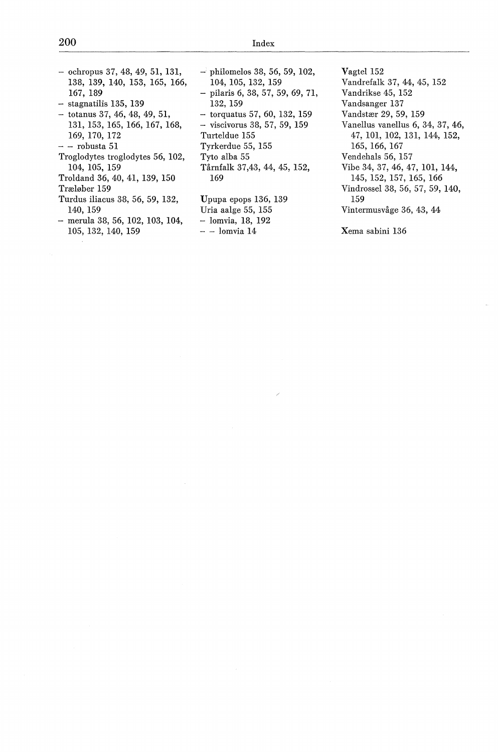– ochropus 37, 48, 49, 51, 131, 138, 139, 140, 153, 165, 166, 167, 189
– stagnatilis 135, 139
– totanus 37, 46, 48, 49, 51, 131, 153, 165, 166, 167, 168, 169, 170, 172
– – robusta 51
Troglodytes troglodytes 56, 102, 104, 105, 159
Troldand 36, 40, 41, 139, 150
Trælober 159
Turdus iliacus 38, 56, 59, 132, 140, 159
– merula 38, 56, 102, 103, 104, 105, 132, 140, 159
– philomelos 38, 56, 59, 102, 104, 105, 132, 159
– pilaris 6, 38, 57, 59, 69, 71, 132, 159
– torquatus 57, 60, 132, 159
– viscivorus 38, 57, 59, 159
Turteldue 155
Tyrkerdue 55, 155
Tyto alba 55
Tårnfalk 37,43, 44, 45, 152, 169

Upupa epops 136, 139
Uria aalge 55, 155
– lomvia, 18, 192
– – lomvia 14

Vagtel 152
Vandrefalk 37, 44, 45, 152
Vandrikse 45, 152
Vandsanger 137
Vandstær 29, 59, 159
Vanellus vanellus 6, 34, 37, 46, 47, 101, 102, 131, 144, 152, 165, 166, 167
Vendehals 56, 157
Vibe 34, 37, 46, 47, 101, 144, 145, 152, 157, 165, 166
Vindrossel 38, 56, 57, 59, 140, 159
Vintermusvåge 36, 43, 44

Xema sabini 136